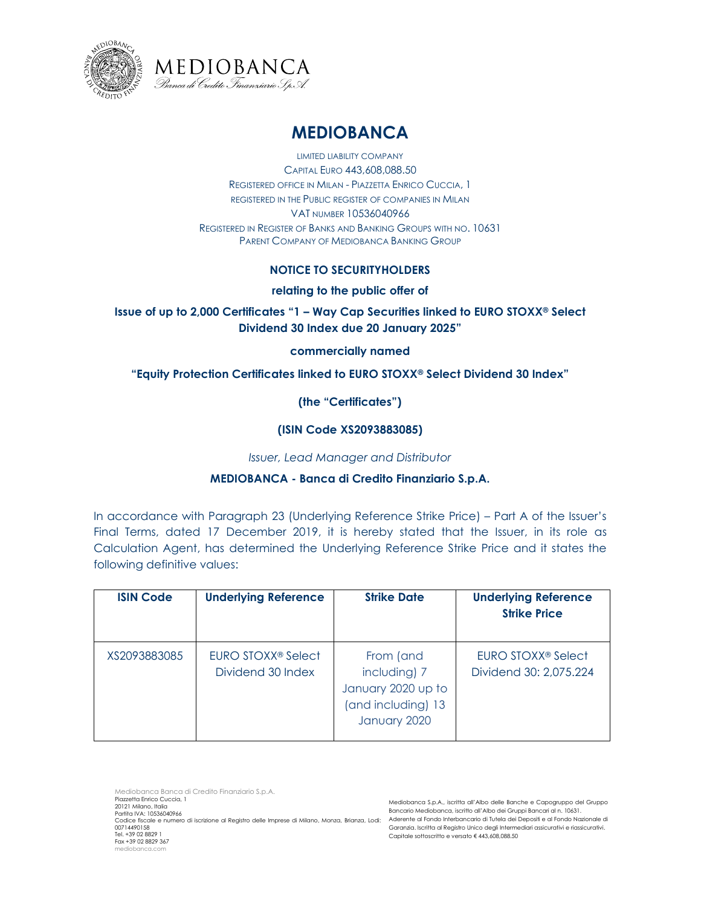# MEDIOBANCA

LIMITED LIABILITY COMPANY
CAPITAL EURO 443,608,088.50
REGISTERED OFFICE IN MILAN - PIAZZETTA ENRICO CUCCIA, 1
REGISTERED IN THE PUBLIC REGISTER OF COMPANIES IN MILAN
VAT NUMBER 10536040966
REGISTERED IN REGISTER OF BANKS AND BANKING GROUPS WITH NO. 10631
PARENT COMPANY OF MEDIOBANCA BANKING GROUP

**NOTICE TO SECURITYHOLDERS**

**relating to the public offer of**

**Issue of up to 2,000 Certificates "1 – Way Cap Securities linked to EURO STOXX® Select Dividend 30 Index due 20 January 2025"**

**commercially named**

**"Equity Protection Certificates linked to EURO STOXX® Select Dividend 30 Index"**

**(the "Certificates")**

**(ISIN Code XS2093883085)**

*Issuer, Lead Manager and Distributor*

**MEDIOBANCA - Banca di Credito Finanziario S.p.A.**

In accordance with Paragraph 23 (Underlying Reference Strike Price) – Part A of the Issuer's Final Terms, dated 17 December 2019, it is hereby stated that the Issuer, in its role as Calculation Agent, has determined the Underlying Reference Strike Price and it states the following definitive values:

| ISIN Code | Underlying Reference | Strike Date | Underlying Reference Strike Price |
|---|---|---|---|
| XS2093883085 | EURO STOXX® Select Dividend 30 Index | From (and including) 7 January 2020 up to (and including) 13 January 2020 | EURO STOXX® Select Dividend 30: 2,075.224 |

Mediobanca Banca di Credito Finanziario S.p.A.
Piazzetta Enrico Cuccia, 1
20121 Milano, Italia
Partita IVA: 10536040966
Codice fiscale e numero di iscrizione al Registro delle Imprese di Milano, Monza, Brianza, Lodi: 00714490158
Tel. +39 02 8829 1
Fax +39 02 8829 367
mediobanca.com

Mediobanca S.p.A., iscritta all'Albo delle Banche e Capogruppo del Gruppo Bancario Mediobanca, iscritto all'Albo dei Gruppi Bancari al n. 10631. Aderente al Fondo Interbancario di Tutela dei Depositi e al Fondo Nazionale di Garanzia. Iscritta al Registro Unico degli Intermediari assicurativi e riassicurativi. Capitale sottoscritto e versato € 443,608,088.50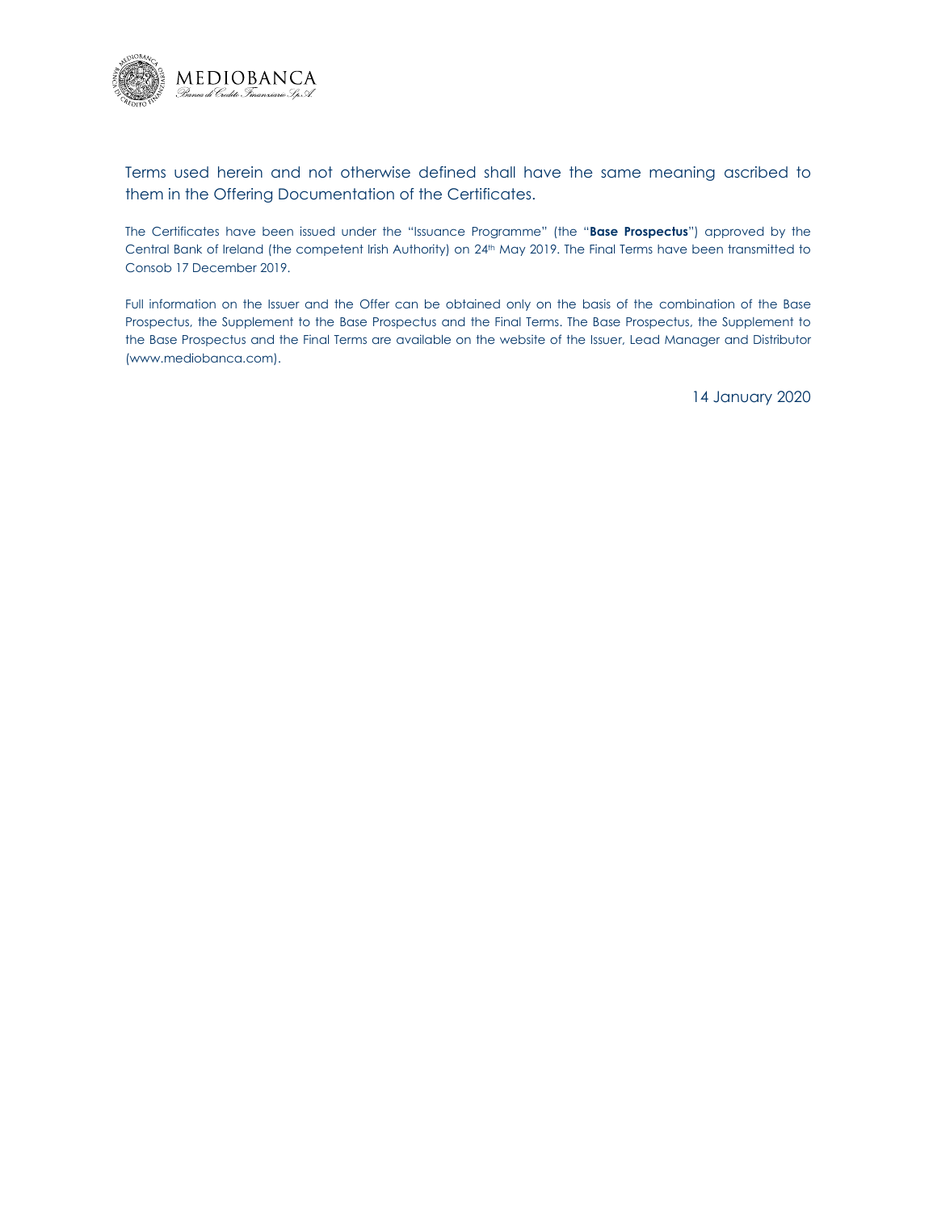Terms used herein and not otherwise defined shall have the same meaning ascribed to them in the Offering Documentation of the Certificates.

The Certificates have been issued under the "Issuance Programme" (the "**Base Prospectus**") approved by the Central Bank of Ireland (the competent Irish Authority) on 24th May 2019. The Final Terms have been transmitted to Consob 17 December 2019.

Full information on the Issuer and the Offer can be obtained only on the basis of the combination of the Base Prospectus, the Supplement to the Base Prospectus and the Final Terms. The Base Prospectus, the Supplement to the Base Prospectus and the Final Terms are available on the website of the Issuer, Lead Manager and Distributor (www.mediobanca.com).

14 January 2020